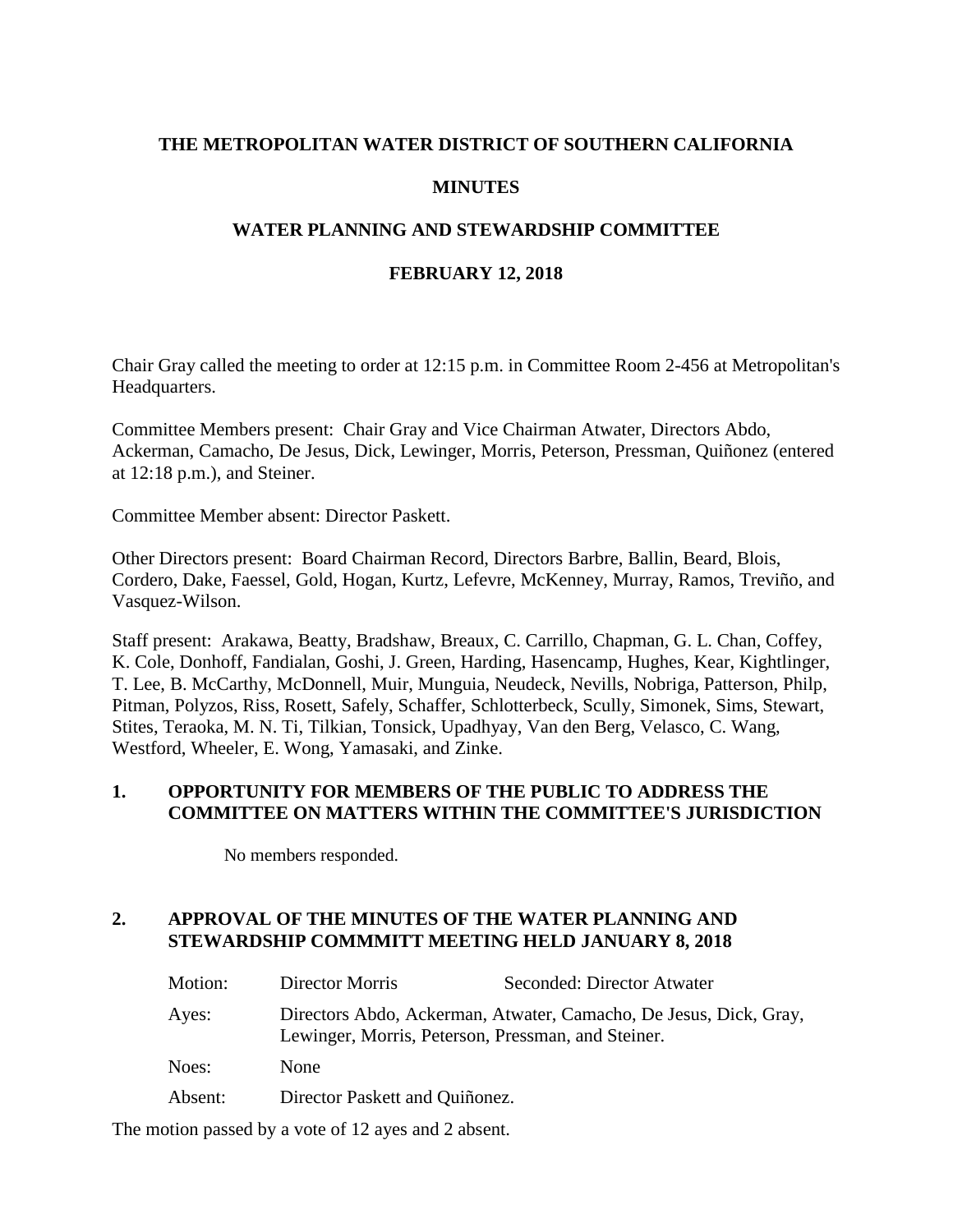# THE METROPOLITAN WATER DISTRICT OF SOUTHERN CALIFORNIA

## MINUTES

## WATER PLANNING AND STEWARDSHIP COMMITTEE

## FEBRUARY 12, 2018

Chair Gray called the meeting to order at 12:15 p.m. in Committee Room 2-456 at Metropolitan's Headquarters.

Committee Members present: Chair Gray and Vice Chairman Atwater, Directors Abdo, Ackerman, Camacho, De Jesus, Dick, Lewinger, Morris, Peterson, Pressman, Quiñonez (entered at 12:18 p.m.), and Steiner.

Committee Member absent: Director Paskett.

Other Directors present: Board Chairman Record, Directors Barbre, Ballin, Beard, Blois, Cordero, Dake, Faessel, Gold, Hogan, Kurtz, Lefevre, McKenney, Murray, Ramos, Treviño, and Vasquez-Wilson.

Staff present: Arakawa, Beatty, Bradshaw, Breaux, C. Carrillo, Chapman, G. L. Chan, Coffey, K. Cole, Donhoff, Fandialan, Goshi, J. Green, Harding, Hasencamp, Hughes, Kear, Kightlinger, T. Lee, B. McCarthy, McDonnell, Muir, Munguia, Neudeck, Nevills, Nobriga, Patterson, Philp, Pitman, Polyzos, Riss, Rosett, Safely, Schaffer, Schlotterbeck, Scully, Simonek, Sims, Stewart, Stites, Teraoka, M. N. Ti, Tilkian, Tonsick, Upadhyay, Van den Berg, Velasco, C. Wang, Westford, Wheeler, E. Wong, Yamasaki, and Zinke.

### 1. OPPORTUNITY FOR MEMBERS OF THE PUBLIC TO ADDRESS THE COMMITTEE ON MATTERS WITHIN THE COMMITTEE'S JURISDICTION

No members responded.

### 2. APPROVAL OF THE MINUTES OF THE WATER PLANNING AND STEWARDSHIP COMMMITT MEETING HELD JANUARY 8, 2018

| | | |
|---|---|---|
| Motion: | Director Morris | Seconded: Director Atwater |
| Ayes: | Directors Abdo, Ackerman, Atwater, Camacho, De Jesus, Dick, Gray, Lewinger, Morris, Peterson, Pressman, and Steiner. | |
| Noes: | None | |
| Absent: | Director Paskett and Quiñonez. | |

The motion passed by a vote of 12 ayes and 2 absent.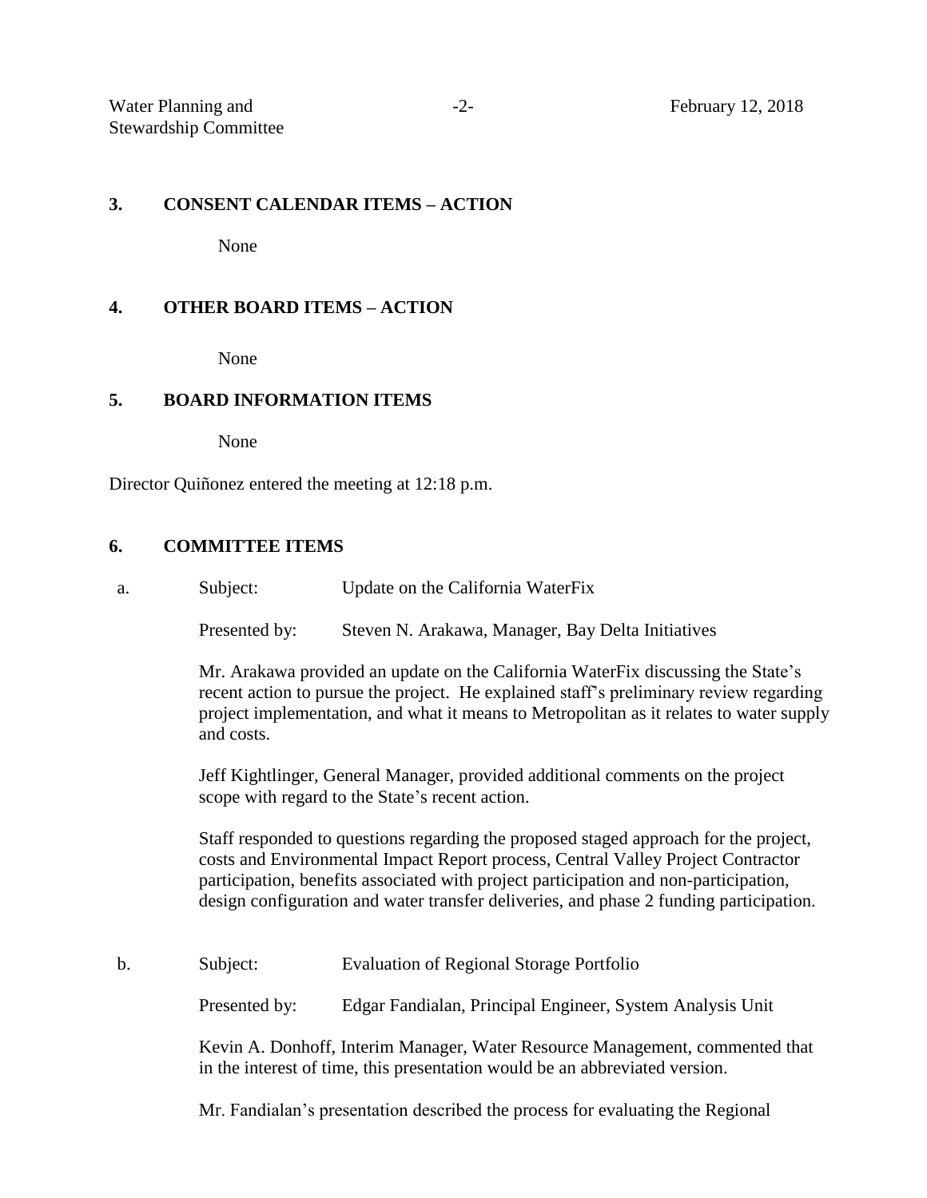## 3. CONSENT CALENDAR ITEMS – ACTION

None

## 4. OTHER BOARD ITEMS – ACTION

None

## 5. BOARD INFORMATION ITEMS

None

Director Quiñonez entered the meeting at 12:18 p.m.

## 6. COMMITTEE ITEMS

a. Subject: Update on the California WaterFix

Presented by: Steven N. Arakawa, Manager, Bay Delta Initiatives

Mr. Arakawa provided an update on the California WaterFix discussing the State's recent action to pursue the project. He explained staff's preliminary review regarding project implementation, and what it means to Metropolitan as it relates to water supply and costs.

Jeff Kightlinger, General Manager, provided additional comments on the project scope with regard to the State's recent action.

Staff responded to questions regarding the proposed staged approach for the project, costs and Environmental Impact Report process, Central Valley Project Contractor participation, benefits associated with project participation and non-participation, design configuration and water transfer deliveries, and phase 2 funding participation.

b. Subject: Evaluation of Regional Storage Portfolio

Presented by: Edgar Fandialan, Principal Engineer, System Analysis Unit

Kevin A. Donhoff, Interim Manager, Water Resource Management, commented that in the interest of time, this presentation would be an abbreviated version.

Mr. Fandialan's presentation described the process for evaluating the Regional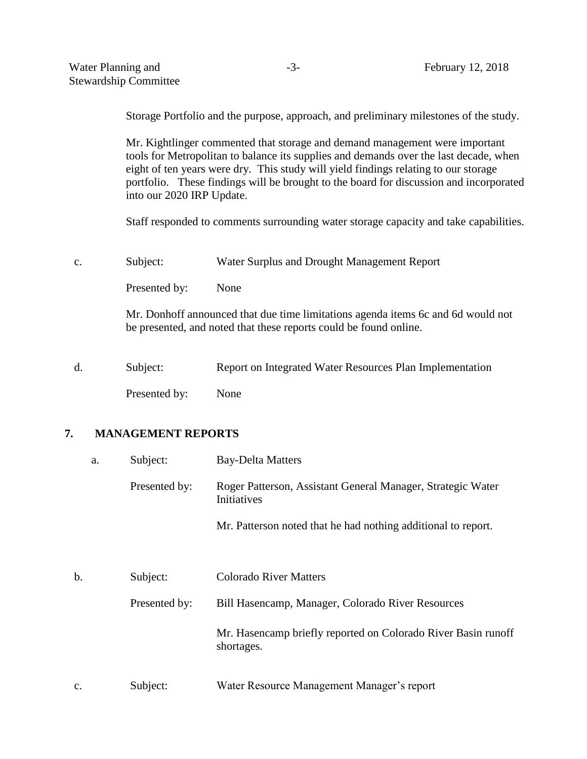Storage Portfolio and the purpose, approach, and preliminary milestones of the study.

Mr. Kightlinger commented that storage and demand management were important tools for Metropolitan to balance its supplies and demands over the last decade, when eight of ten years were dry. This study will yield findings relating to our storage portfolio. These findings will be brought to the board for discussion and incorporated into our 2020 IRP Update.

Staff responded to comments surrounding water storage capacity and take capabilities.

c. Subject: Water Surplus and Drought Management Report

Presented by: None

Mr. Donhoff announced that due time limitations agenda items 6c and 6d would not be presented, and noted that these reports could be found online.

d. Subject: Report on Integrated Water Resources Plan Implementation

Presented by: None

## 7. MANAGEMENT REPORTS

a. Subject: Bay-Delta Matters

Presented by: Roger Patterson, Assistant General Manager, Strategic Water Initiatives

Mr. Patterson noted that he had nothing additional to report.

b. Subject: Colorado River Matters

Presented by: Bill Hasencamp, Manager, Colorado River Resources

Mr. Hasencamp briefly reported on Colorado River Basin runoff shortages.

c. Subject: Water Resource Management Manager's report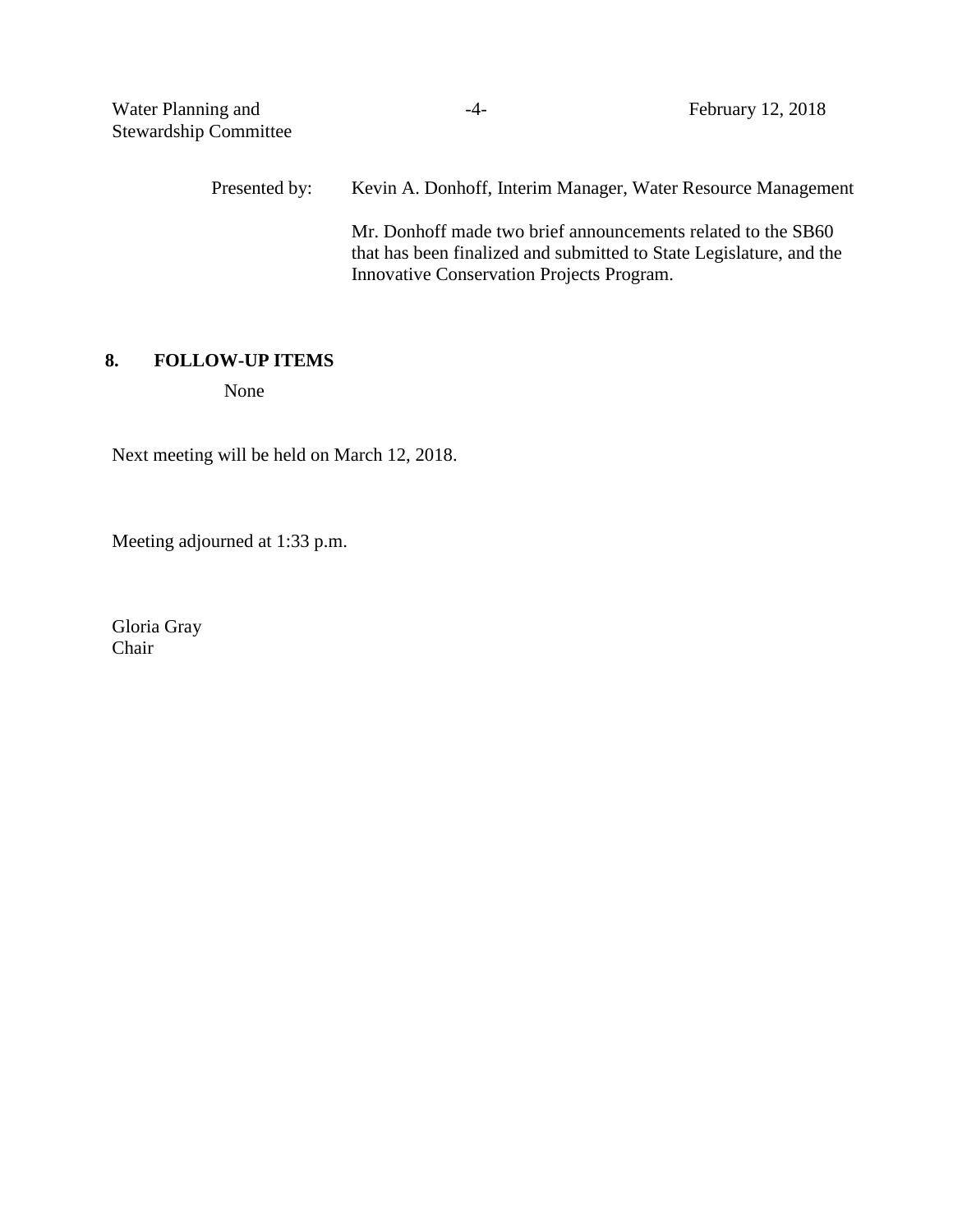Presented by: Kevin A. Donhoff, Interim Manager, Water Resource Management

Mr. Donhoff made two brief announcements related to the SB60 that has been finalized and submitted to State Legislature, and the Innovative Conservation Projects Program.

## 8. FOLLOW-UP ITEMS

None

Next meeting will be held on March 12, 2018.

Meeting adjourned at 1:33 p.m.

Gloria Gray
Chair